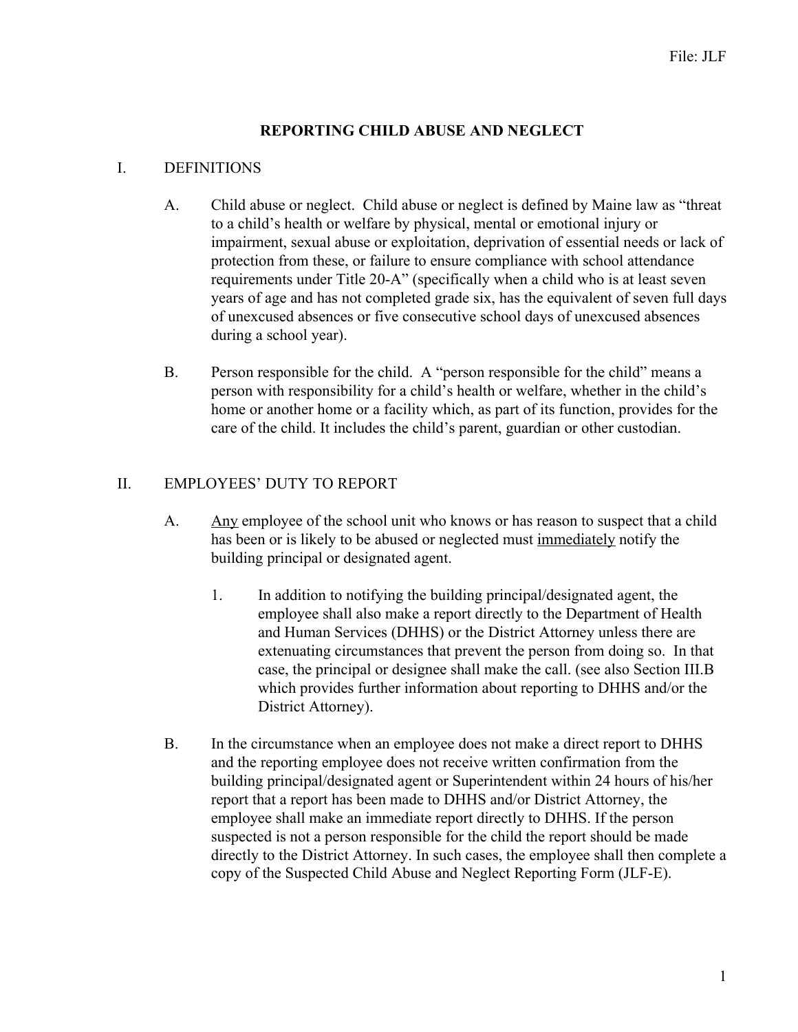File: JLF

# REPORTING CHILD ABUSE AND NEGLECT

## I. DEFINITIONS

A. Child abuse or neglect. Child abuse or neglect is defined by Maine law as "threat to a child's health or welfare by physical, mental or emotional injury or impairment, sexual abuse or exploitation, deprivation of essential needs or lack of protection from these, or failure to ensure compliance with school attendance requirements under Title 20-A" (specifically when a child who is at least seven years of age and has not completed grade six, has the equivalent of seven full days of unexcused absences or five consecutive school days of unexcused absences during a school year).

B. Person responsible for the child. A "person responsible for the child" means a person with responsibility for a child's health or welfare, whether in the child's home or another home or a facility which, as part of its function, provides for the care of the child. It includes the child's parent, guardian or other custodian.

## II. EMPLOYEES' DUTY TO REPORT

A. Any employee of the school unit who knows or has reason to suspect that a child has been or is likely to be abused or neglected must immediately notify the building principal or designated agent.

   1. In addition to notifying the building principal/designated agent, the employee shall also make a report directly to the Department of Health and Human Services (DHHS) or the District Attorney unless there are extenuating circumstances that prevent the person from doing so. In that case, the principal or designee shall make the call. (see also Section III.B which provides further information about reporting to DHHS and/or the District Attorney).

B. In the circumstance when an employee does not make a direct report to DHHS and the reporting employee does not receive written confirmation from the building principal/designated agent or Superintendent within 24 hours of his/her report that a report has been made to DHHS and/or District Attorney, the employee shall make an immediate report directly to DHHS. If the person suspected is not a person responsible for the child the report should be made directly to the District Attorney. In such cases, the employee shall then complete a copy of the Suspected Child Abuse and Neglect Reporting Form (JLF-E).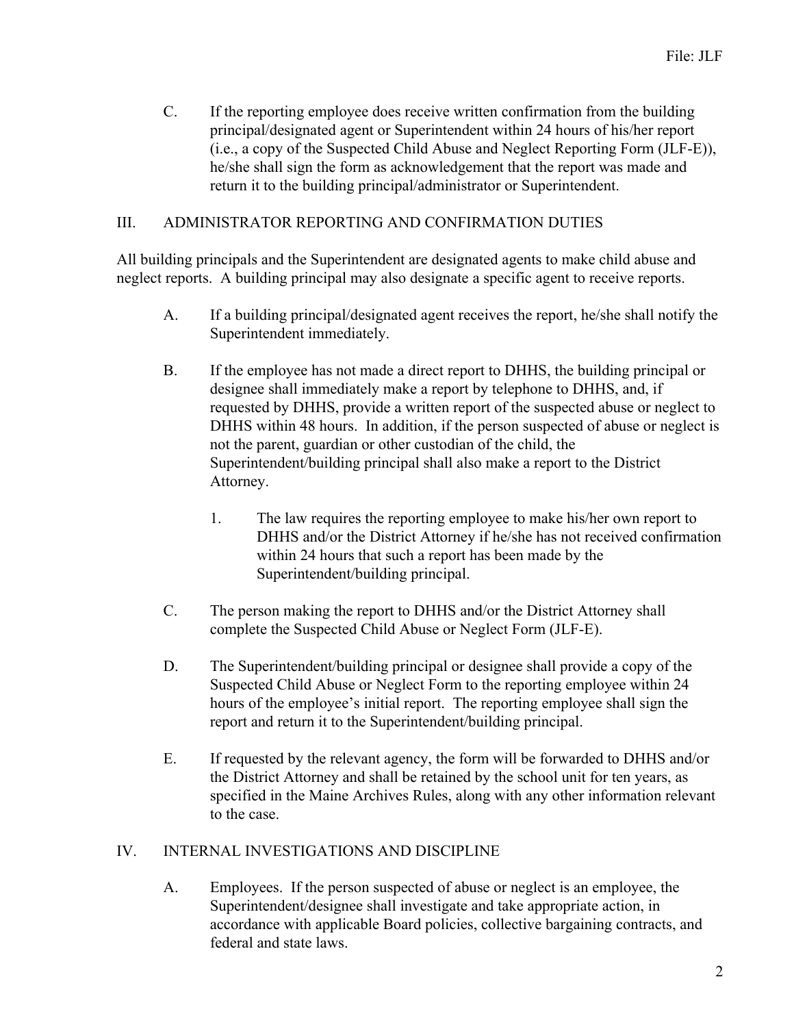C. If the reporting employee does receive written confirmation from the building principal/designated agent or Superintendent within 24 hours of his/her report (i.e., a copy of the Suspected Child Abuse and Neglect Reporting Form (JLF-E)), he/she shall sign the form as acknowledgement that the report was made and return it to the building principal/administrator or Superintendent.

## III. ADMINISTRATOR REPORTING AND CONFIRMATION DUTIES

All building principals and the Superintendent are designated agents to make child abuse and neglect reports. A building principal may also designate a specific agent to receive reports.

A. If a building principal/designated agent receives the report, he/she shall notify the Superintendent immediately.

B. If the employee has not made a direct report to DHHS, the building principal or designee shall immediately make a report by telephone to DHHS, and, if requested by DHHS, provide a written report of the suspected abuse or neglect to DHHS within 48 hours. In addition, if the person suspected of abuse or neglect is not the parent, guardian or other custodian of the child, the Superintendent/building principal shall also make a report to the District Attorney.

   1. The law requires the reporting employee to make his/her own report to DHHS and/or the District Attorney if he/she has not received confirmation within 24 hours that such a report has been made by the Superintendent/building principal.

C. The person making the report to DHHS and/or the District Attorney shall complete the Suspected Child Abuse or Neglect Form (JLF-E).

D. The Superintendent/building principal or designee shall provide a copy of the Suspected Child Abuse or Neglect Form to the reporting employee within 24 hours of the employee's initial report. The reporting employee shall sign the report and return it to the Superintendent/building principal.

E. If requested by the relevant agency, the form will be forwarded to DHHS and/or the District Attorney and shall be retained by the school unit for ten years, as specified in the Maine Archives Rules, along with any other information relevant to the case.

## IV. INTERNAL INVESTIGATIONS AND DISCIPLINE

A. Employees. If the person suspected of abuse or neglect is an employee, the Superintendent/designee shall investigate and take appropriate action, in accordance with applicable Board policies, collective bargaining contracts, and federal and state laws.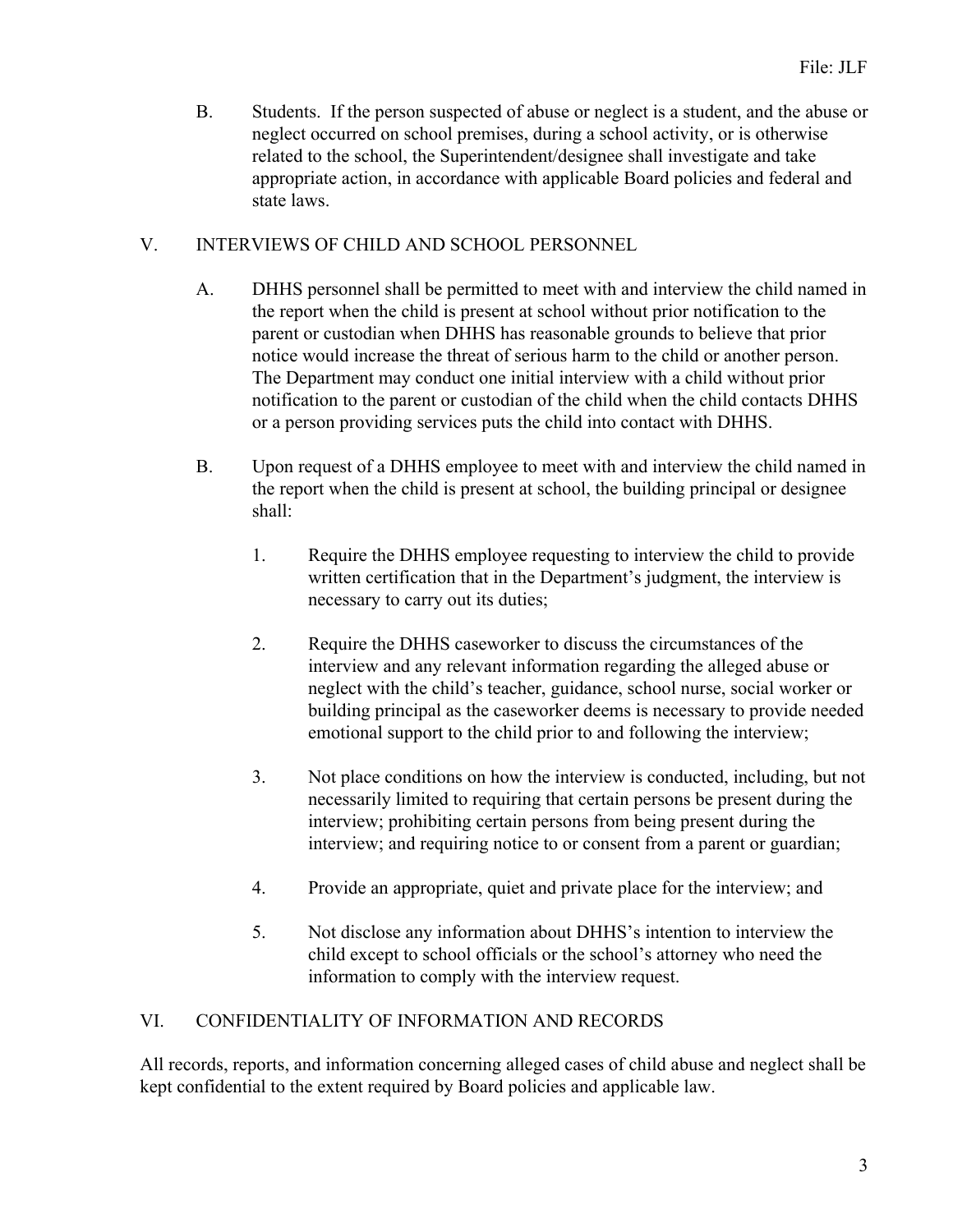B. Students. If the person suspected of abuse or neglect is a student, and the abuse or neglect occurred on school premises, during a school activity, or is otherwise related to the school, the Superintendent/designee shall investigate and take appropriate action, in accordance with applicable Board policies and federal and state laws.

## V. INTERVIEWS OF CHILD AND SCHOOL PERSONNEL

A. DHHS personnel shall be permitted to meet with and interview the child named in the report when the child is present at school without prior notification to the parent or custodian when DHHS has reasonable grounds to believe that prior notice would increase the threat of serious harm to the child or another person. The Department may conduct one initial interview with a child without prior notification to the parent or custodian of the child when the child contacts DHHS or a person providing services puts the child into contact with DHHS.

B. Upon request of a DHHS employee to meet with and interview the child named in the report when the child is present at school, the building principal or designee shall:

1. Require the DHHS employee requesting to interview the child to provide written certification that in the Department's judgment, the interview is necessary to carry out its duties;

2. Require the DHHS caseworker to discuss the circumstances of the interview and any relevant information regarding the alleged abuse or neglect with the child's teacher, guidance, school nurse, social worker or building principal as the caseworker deems is necessary to provide needed emotional support to the child prior to and following the interview;

3. Not place conditions on how the interview is conducted, including, but not necessarily limited to requiring that certain persons be present during the interview; prohibiting certain persons from being present during the interview; and requiring notice to or consent from a parent or guardian;

4. Provide an appropriate, quiet and private place for the interview; and

5. Not disclose any information about DHHS's intention to interview the child except to school officials or the school's attorney who need the information to comply with the interview request.

## VI. CONFIDENTIALITY OF INFORMATION AND RECORDS

All records, reports, and information concerning alleged cases of child abuse and neglect shall be kept confidential to the extent required by Board policies and applicable law.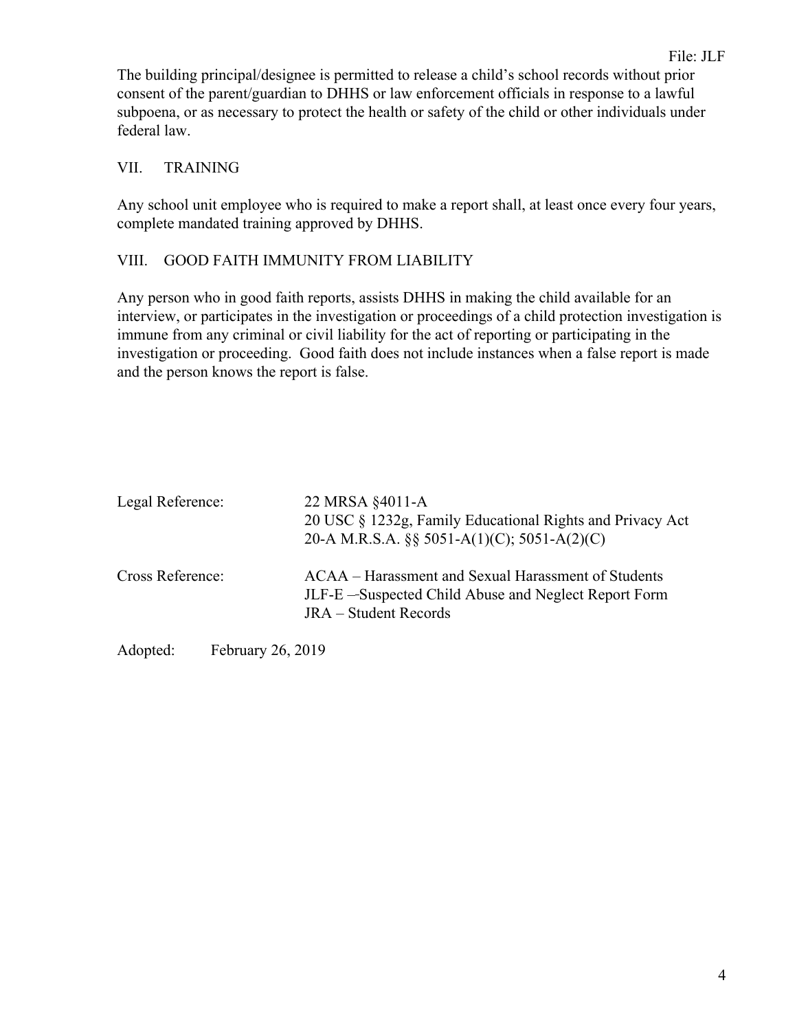The building principal/designee is permitted to release a child's school records without prior consent of the parent/guardian to DHHS or law enforcement officials in response to a lawful subpoena, or as necessary to protect the health or safety of the child or other individuals under federal law.

## VII. TRAINING

Any school unit employee who is required to make a report shall, at least once every four years, complete mandated training approved by DHHS.

## VIII. GOOD FAITH IMMUNITY FROM LIABILITY

Any person who in good faith reports, assists DHHS in making the child available for an interview, or participates in the investigation or proceedings of a child protection investigation is immune from any criminal or civil liability for the act of reporting or participating in the investigation or proceeding. Good faith does not include instances when a false report is made and the person knows the report is false.

| | |
|---|---|
| Legal Reference: | 22 MRSA §4011-A<br>20 USC § 1232g, Family Educational Rights and Privacy Act<br>20-A M.R.S.A. §§ 5051-A(1)(C); 5051-A(2)(C) |
| Cross Reference: | ACAA – Harassment and Sexual Harassment of Students<br>JLF-E –Suspected Child Abuse and Neglect Report Form<br>JRA – Student Records |

Adopted: February 26, 2019